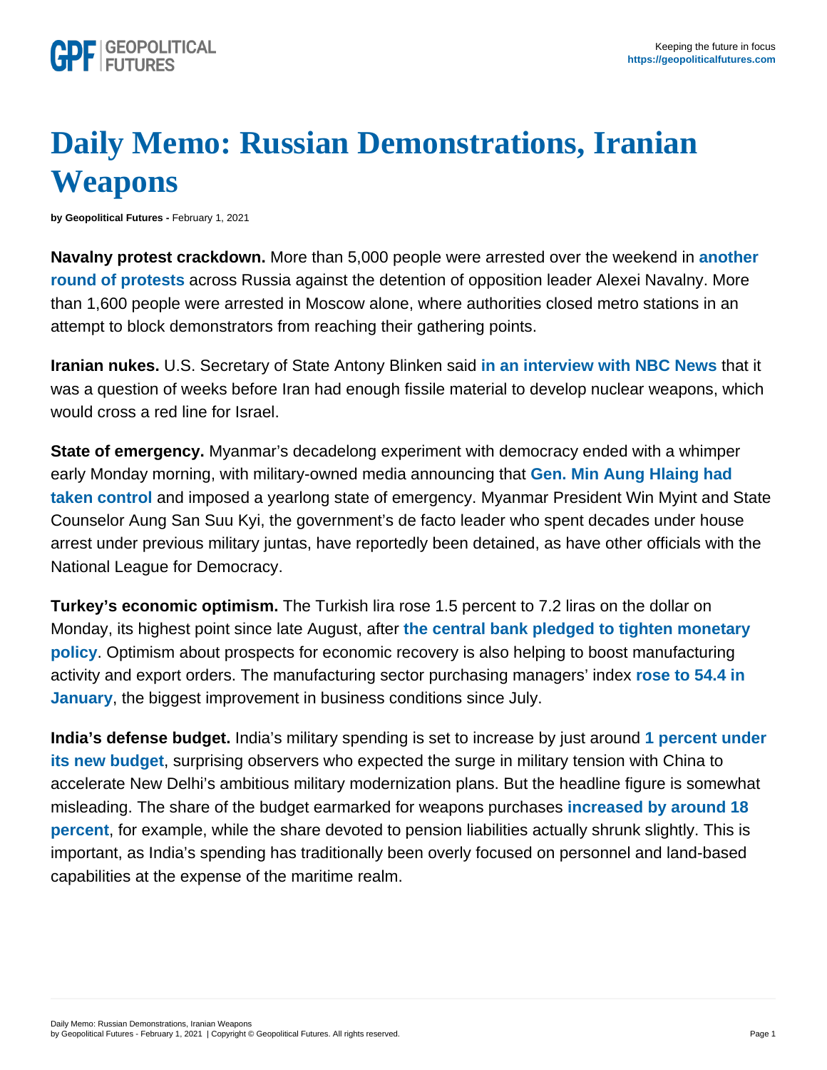# Daily Memo: Russian Demonstrations, Iranian Weapons

**by Geopolitical Futures -** February 1, 2021

**Navalny protest crackdown.** More than 5,000 people were arrested over the weekend in **another round of protests** across Russia against the detention of opposition leader Alexei Navalny. More than 1,600 people were arrested in Moscow alone, where authorities closed metro stations in an attempt to block demonstrators from reaching their gathering points.

**Iranian nukes.** U.S. Secretary of State Antony Blinken said **in an interview with NBC News** that it was a question of weeks before Iran had enough fissile material to develop nuclear weapons, which would cross a red line for Israel.

**State of emergency.** Myanmar's decadelong experiment with democracy ended with a whimper early Monday morning, with military-owned media announcing that **Gen. Min Aung Hlaing had taken control** and imposed a yearlong state of emergency. Myanmar President Win Myint and State Counselor Aung San Suu Kyi, the government's de facto leader who spent decades under house arrest under previous military juntas, have reportedly been detained, as have other officials with the National League for Democracy.

**Turkey's economic optimism.** The Turkish lira rose 1.5 percent to 7.2 liras on the dollar on Monday, its highest point since late August, after **the central bank pledged to tighten monetary policy**. Optimism about prospects for economic recovery is also helping to boost manufacturing activity and export orders. The manufacturing sector purchasing managers' index **rose to 54.4 in January**, the biggest improvement in business conditions since July.

**India's defense budget.** India's military spending is set to increase by just around **1 percent under its new budget**, surprising observers who expected the surge in military tension with China to accelerate New Delhi's ambitious military modernization plans. But the headline figure is somewhat misleading. The share of the budget earmarked for weapons purchases **increased by around 18 percent**, for example, while the share devoted to pension liabilities actually shrunk slightly. This is important, as India's spending has traditionally been overly focused on personnel and land-based capabilities at the expense of the maritime realm.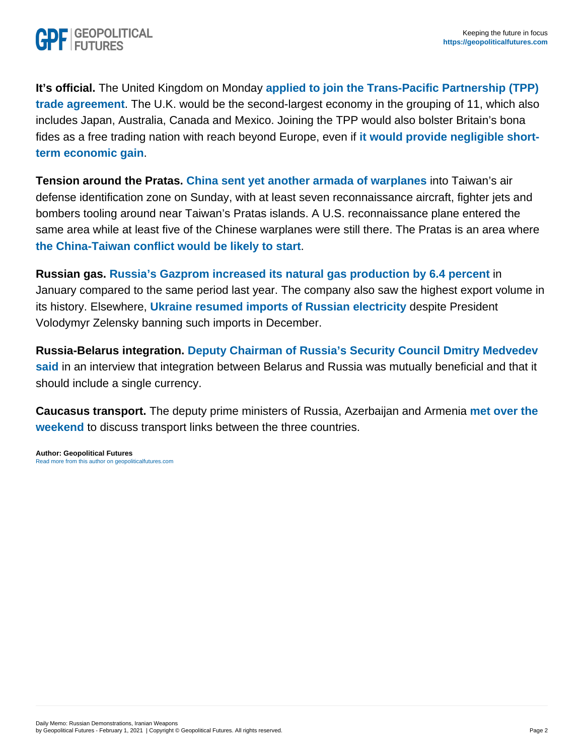**It's official.** The United Kingdom on Monday **applied to join the Trans-Pacific Partnership (TPP) trade agreement**. The U.K. would be the second-largest economy in the grouping of 11, which also includes Japan, Australia, Canada and Mexico. Joining the TPP would also bolster Britain's bona fides as a free trading nation with reach beyond Europe, even if **it would provide negligible short-term economic gain**.

**Tension around the Pratas.** **China sent yet another armada of warplanes** into Taiwan's air defense identification zone on Sunday, with at least seven reconnaissance aircraft, fighter jets and bombers tooling around near Taiwan's Pratas islands. A U.S. reconnaissance plane entered the same area while at least five of the Chinese warplanes were still there. The Pratas is an area where **the China-Taiwan conflict would be likely to start**.

**Russian gas.** **Russia's Gazprom increased its natural gas production by 6.4 percent** in January compared to the same period last year. The company also saw the highest export volume in its history. Elsewhere, **Ukraine resumed imports of Russian electricity** despite President Volodymyr Zelensky banning such imports in December.

**Russia-Belarus integration.** **Deputy Chairman of Russia's Security Council Dmitry Medvedev said** in an interview that integration between Belarus and Russia was mutually beneficial and that it should include a single currency.

**Caucasus transport.** The deputy prime ministers of Russia, Azerbaijan and Armenia **met over the weekend** to discuss transport links between the three countries.

**Author: Geopolitical Futures**
Read more from this author on geopoliticalfutures.com